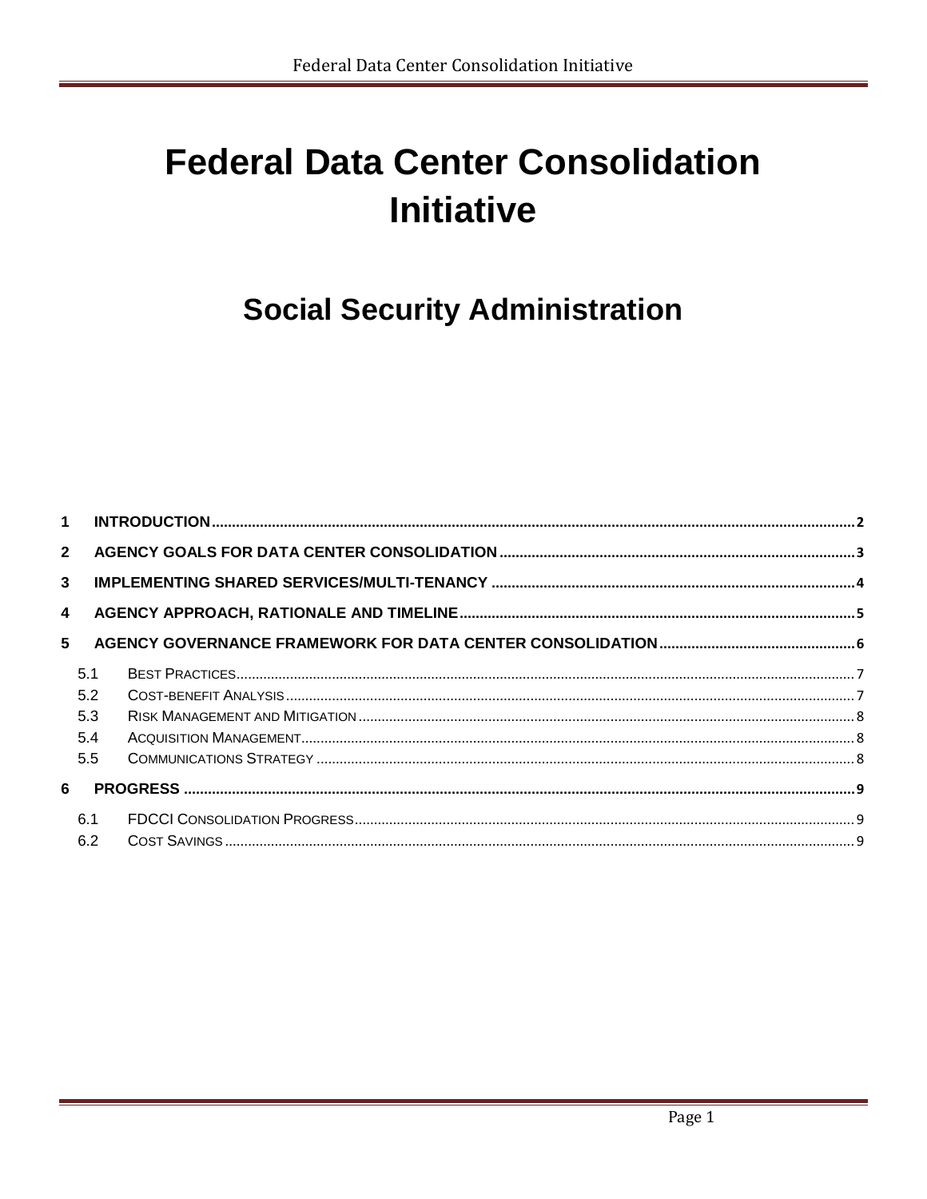# Federal Data Center Consolidation Initiative

## Social Security Administration

1 INTRODUCTION ........ 2

2 AGENCY GOALS FOR DATA CENTER CONSOLIDATION ........ 3

3 IMPLEMENTING SHARED SERVICES/MULTI-TENANCY ........ 4

4 AGENCY APPROACH, RATIONALE AND TIMELINE ........ 5

5 AGENCY GOVERNANCE FRAMEWORK FOR DATA CENTER CONSOLIDATION ........ 6

- 5.1 BEST PRACTICES ........ 7
- 5.2 COST-BENEFIT ANALYSIS ........ 7
- 5.3 RISK MANAGEMENT AND MITIGATION ........ 8
- 5.4 ACQUISITION MANAGEMENT ........ 8
- 5.5 COMMUNICATIONS STRATEGY ........ 8

6 PROGRESS ........ 9

- 6.1 FDCCI CONSOLIDATION PROGRESS ........ 9
- 6.2 COST SAVINGS ........ 9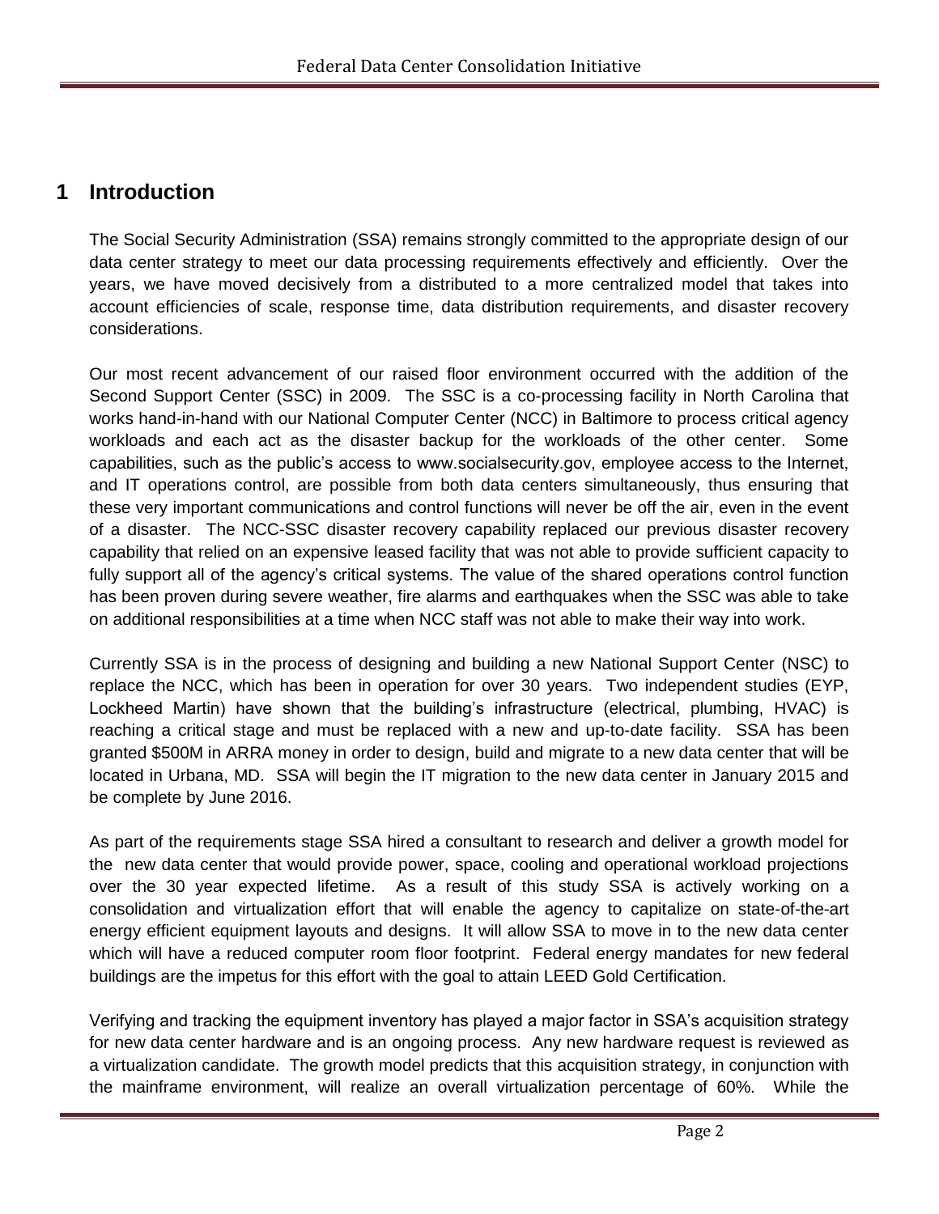# 1 Introduction

The Social Security Administration (SSA) remains strongly committed to the appropriate design of our data center strategy to meet our data processing requirements effectively and efficiently. Over the years, we have moved decisively from a distributed to a more centralized model that takes into account efficiencies of scale, response time, data distribution requirements, and disaster recovery considerations.

Our most recent advancement of our raised floor environment occurred with the addition of the Second Support Center (SSC) in 2009. The SSC is a co-processing facility in North Carolina that works hand-in-hand with our National Computer Center (NCC) in Baltimore to process critical agency workloads and each act as the disaster backup for the workloads of the other center. Some capabilities, such as the public's access to www.socialsecurity.gov, employee access to the Internet, and IT operations control, are possible from both data centers simultaneously, thus ensuring that these very important communications and control functions will never be off the air, even in the event of a disaster. The NCC-SSC disaster recovery capability replaced our previous disaster recovery capability that relied on an expensive leased facility that was not able to provide sufficient capacity to fully support all of the agency's critical systems. The value of the shared operations control function has been proven during severe weather, fire alarms and earthquakes when the SSC was able to take on additional responsibilities at a time when NCC staff was not able to make their way into work.

Currently SSA is in the process of designing and building a new National Support Center (NSC) to replace the NCC, which has been in operation for over 30 years. Two independent studies (EYP, Lockheed Martin) have shown that the building's infrastructure (electrical, plumbing, HVAC) is reaching a critical stage and must be replaced with a new and up-to-date facility. SSA has been granted $500M in ARRA money in order to design, build and migrate to a new data center that will be located in Urbana, MD. SSA will begin the IT migration to the new data center in January 2015 and be complete by June 2016.

As part of the requirements stage SSA hired a consultant to research and deliver a growth model for the new data center that would provide power, space, cooling and operational workload projections over the 30 year expected lifetime. As a result of this study SSA is actively working on a consolidation and virtualization effort that will enable the agency to capitalize on state-of-the-art energy efficient equipment layouts and designs. It will allow SSA to move in to the new data center which will have a reduced computer room floor footprint. Federal energy mandates for new federal buildings are the impetus for this effort with the goal to attain LEED Gold Certification.

Verifying and tracking the equipment inventory has played a major factor in SSA's acquisition strategy for new data center hardware and is an ongoing process. Any new hardware request is reviewed as a virtualization candidate. The growth model predicts that this acquisition strategy, in conjunction with the mainframe environment, will realize an overall virtualization percentage of 60%. While the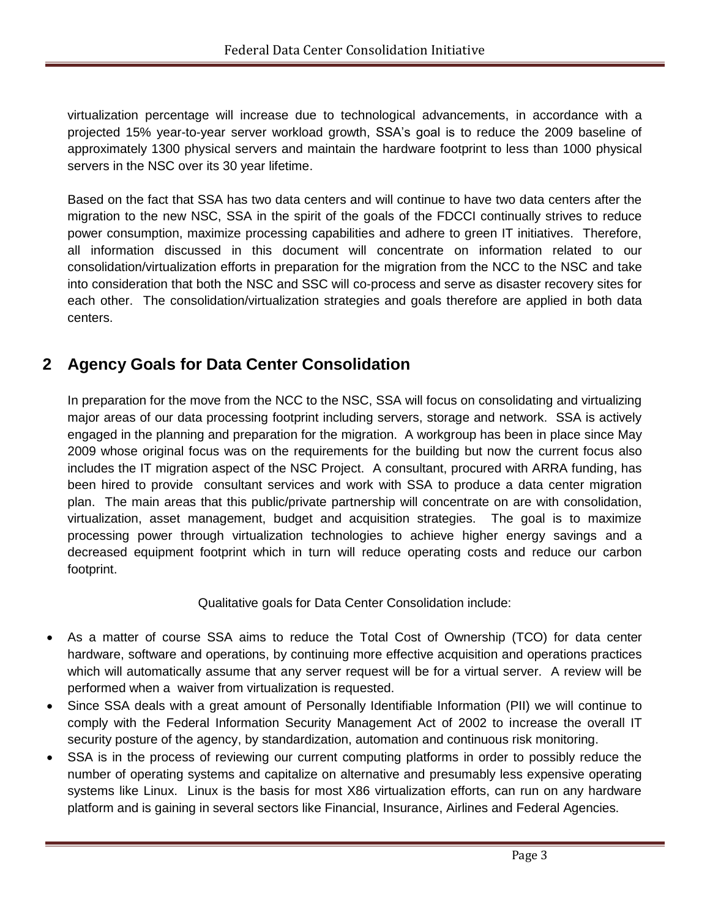virtualization percentage will increase due to technological advancements, in accordance with a projected 15% year-to-year server workload growth, SSA's goal is to reduce the 2009 baseline of approximately 1300 physical servers and maintain the hardware footprint to less than 1000 physical servers in the NSC over its 30 year lifetime.

Based on the fact that SSA has two data centers and will continue to have two data centers after the migration to the new NSC, SSA in the spirit of the goals of the FDCCI continually strives to reduce power consumption, maximize processing capabilities and adhere to green IT initiatives. Therefore, all information discussed in this document will concentrate on information related to our consolidation/virtualization efforts in preparation for the migration from the NCC to the NSC and take into consideration that both the NSC and SSC will co-process and serve as disaster recovery sites for each other. The consolidation/virtualization strategies and goals therefore are applied in both data centers.

## 2 Agency Goals for Data Center Consolidation

In preparation for the move from the NCC to the NSC, SSA will focus on consolidating and virtualizing major areas of our data processing footprint including servers, storage and network. SSA is actively engaged in the planning and preparation for the migration. A workgroup has been in place since May 2009 whose original focus was on the requirements for the building but now the current focus also includes the IT migration aspect of the NSC Project. A consultant, procured with ARRA funding, has been hired to provide consultant services and work with SSA to produce a data center migration plan. The main areas that this public/private partnership will concentrate on are with consolidation, virtualization, asset management, budget and acquisition strategies. The goal is to maximize processing power through virtualization technologies to achieve higher energy savings and a decreased equipment footprint which in turn will reduce operating costs and reduce our carbon footprint.

Qualitative goals for Data Center Consolidation include:

- As a matter of course SSA aims to reduce the Total Cost of Ownership (TCO) for data center hardware, software and operations, by continuing more effective acquisition and operations practices which will automatically assume that any server request will be for a virtual server. A review will be performed when a waiver from virtualization is requested.
- Since SSA deals with a great amount of Personally Identifiable Information (PII) we will continue to comply with the Federal Information Security Management Act of 2002 to increase the overall IT security posture of the agency, by standardization, automation and continuous risk monitoring.
- SSA is in the process of reviewing our current computing platforms in order to possibly reduce the number of operating systems and capitalize on alternative and presumably less expensive operating systems like Linux. Linux is the basis for most X86 virtualization efforts, can run on any hardware platform and is gaining in several sectors like Financial, Insurance, Airlines and Federal Agencies.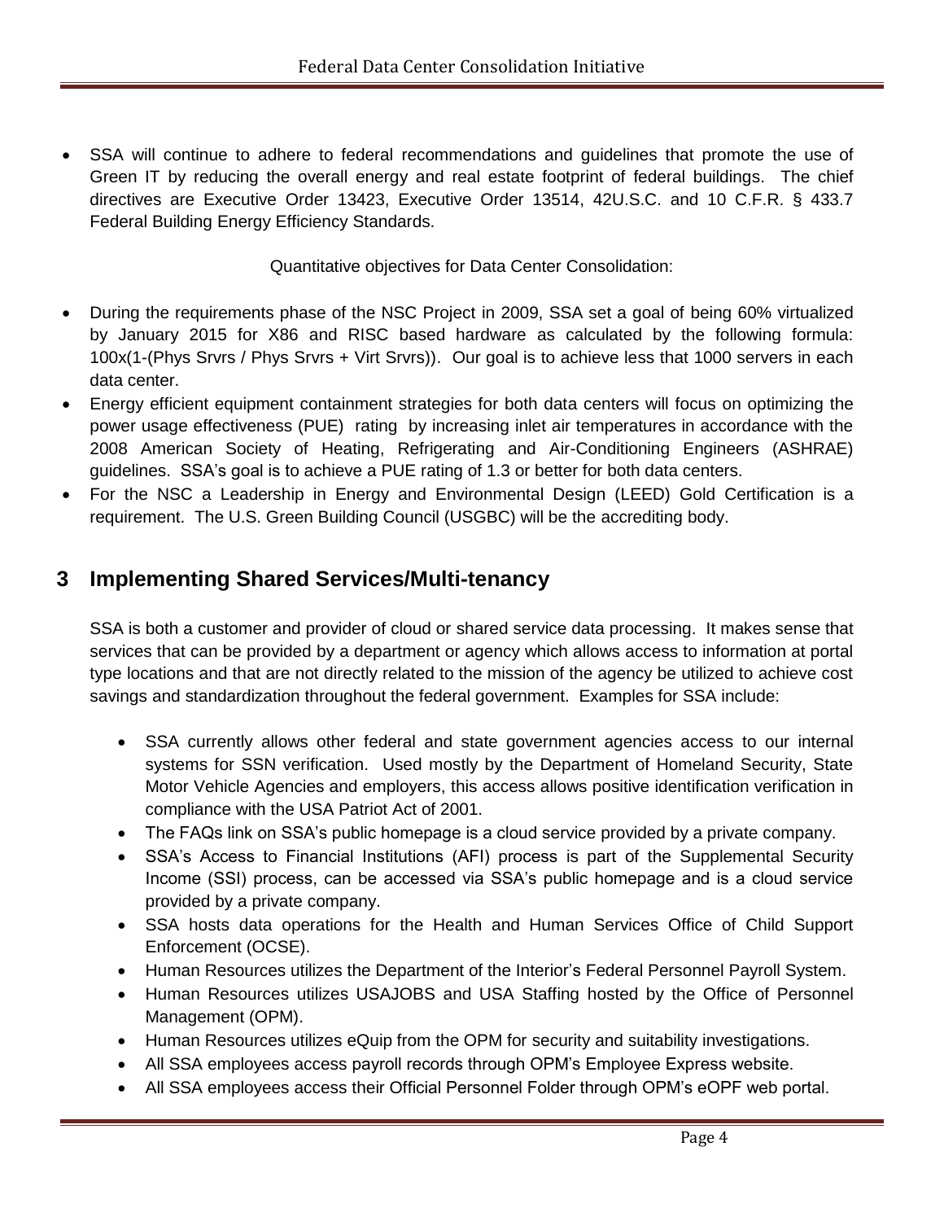- SSA will continue to adhere to federal recommendations and guidelines that promote the use of Green IT by reducing the overall energy and real estate footprint of federal buildings. The chief directives are Executive Order 13423, Executive Order 13514, 42U.S.C. and 10 C.F.R. § 433.7 Federal Building Energy Efficiency Standards.

Quantitative objectives for Data Center Consolidation:

- During the requirements phase of the NSC Project in 2009, SSA set a goal of being 60% virtualized by January 2015 for X86 and RISC based hardware as calculated by the following formula: 100x(1-(Phys Srvrs / Phys Srvrs + Virt Srvrs)). Our goal is to achieve less that 1000 servers in each data center.
- Energy efficient equipment containment strategies for both data centers will focus on optimizing the power usage effectiveness (PUE) rating by increasing inlet air temperatures in accordance with the 2008 American Society of Heating, Refrigerating and Air-Conditioning Engineers (ASHRAE) guidelines. SSA's goal is to achieve a PUE rating of 1.3 or better for both data centers.
- For the NSC a Leadership in Energy and Environmental Design (LEED) Gold Certification is a requirement. The U.S. Green Building Council (USGBC) will be the accrediting body.

# 3 Implementing Shared Services/Multi-tenancy

SSA is both a customer and provider of cloud or shared service data processing. It makes sense that services that can be provided by a department or agency which allows access to information at portal type locations and that are not directly related to the mission of the agency be utilized to achieve cost savings and standardization throughout the federal government. Examples for SSA include:

- SSA currently allows other federal and state government agencies access to our internal systems for SSN verification. Used mostly by the Department of Homeland Security, State Motor Vehicle Agencies and employers, this access allows positive identification verification in compliance with the USA Patriot Act of 2001.
- The FAQs link on SSA's public homepage is a cloud service provided by a private company.
- SSA's Access to Financial Institutions (AFI) process is part of the Supplemental Security Income (SSI) process, can be accessed via SSA's public homepage and is a cloud service provided by a private company.
- SSA hosts data operations for the Health and Human Services Office of Child Support Enforcement (OCSE).
- Human Resources utilizes the Department of the Interior's Federal Personnel Payroll System.
- Human Resources utilizes USAJOBS and USA Staffing hosted by the Office of Personnel Management (OPM).
- Human Resources utilizes eQuip from the OPM for security and suitability investigations.
- All SSA employees access payroll records through OPM's Employee Express website.
- All SSA employees access their Official Personnel Folder through OPM's eOPF web portal.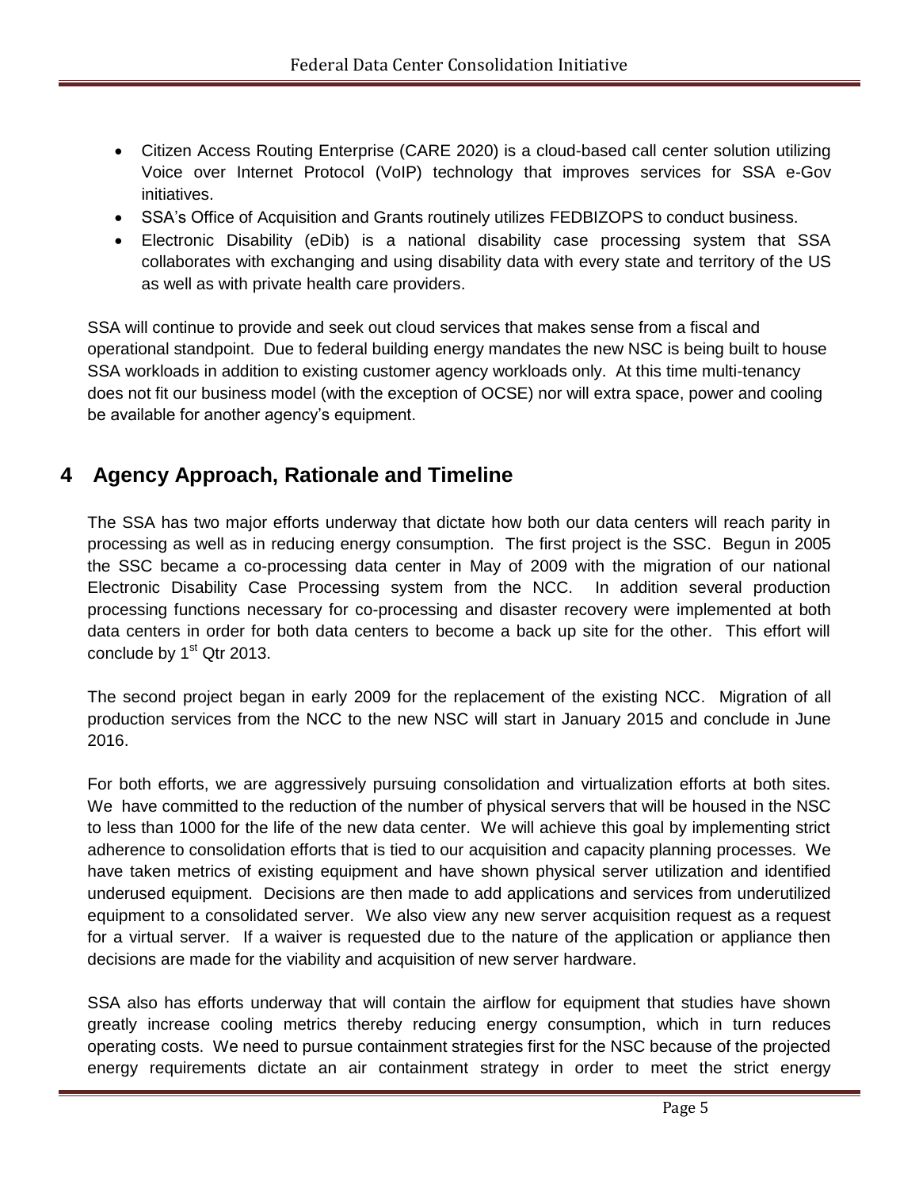- Citizen Access Routing Enterprise (CARE 2020) is a cloud-based call center solution utilizing Voice over Internet Protocol (VoIP) technology that improves services for SSA e-Gov initiatives.
- SSA's Office of Acquisition and Grants routinely utilizes FEDBIZOPS to conduct business.
- Electronic Disability (eDib) is a national disability case processing system that SSA collaborates with exchanging and using disability data with every state and territory of the US as well as with private health care providers.

SSA will continue to provide and seek out cloud services that makes sense from a fiscal and operational standpoint. Due to federal building energy mandates the new NSC is being built to house SSA workloads in addition to existing customer agency workloads only. At this time multi-tenancy does not fit our business model (with the exception of OCSE) nor will extra space, power and cooling be available for another agency's equipment.

## 4 Agency Approach, Rationale and Timeline

The SSA has two major efforts underway that dictate how both our data centers will reach parity in processing as well as in reducing energy consumption. The first project is the SSC. Begun in 2005 the SSC became a co-processing data center in May of 2009 with the migration of our national Electronic Disability Case Processing system from the NCC. In addition several production processing functions necessary for co-processing and disaster recovery were implemented at both data centers in order for both data centers to become a back up site for the other. This effort will conclude by 1st Qtr 2013.

The second project began in early 2009 for the replacement of the existing NCC. Migration of all production services from the NCC to the new NSC will start in January 2015 and conclude in June 2016.

For both efforts, we are aggressively pursuing consolidation and virtualization efforts at both sites. We have committed to the reduction of the number of physical servers that will be housed in the NSC to less than 1000 for the life of the new data center. We will achieve this goal by implementing strict adherence to consolidation efforts that is tied to our acquisition and capacity planning processes. We have taken metrics of existing equipment and have shown physical server utilization and identified underused equipment. Decisions are then made to add applications and services from underutilized equipment to a consolidated server. We also view any new server acquisition request as a request for a virtual server. If a waiver is requested due to the nature of the application or appliance then decisions are made for the viability and acquisition of new server hardware.

SSA also has efforts underway that will contain the airflow for equipment that studies have shown greatly increase cooling metrics thereby reducing energy consumption, which in turn reduces operating costs. We need to pursue containment strategies first for the NSC because of the projected energy requirements dictate an air containment strategy in order to meet the strict energy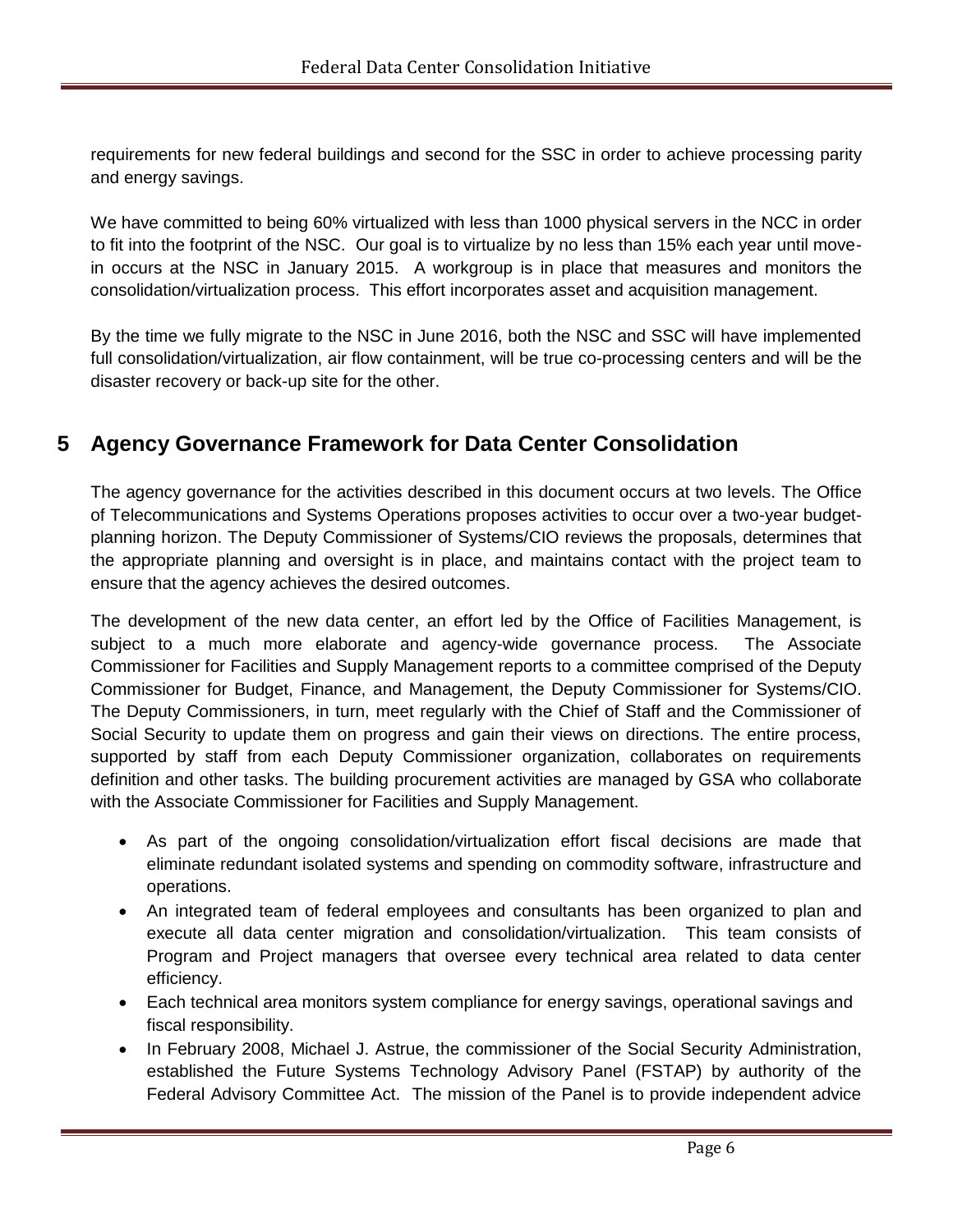requirements for new federal buildings and second for the SSC in order to achieve processing parity and energy savings.

We have committed to being 60% virtualized with less than 1000 physical servers in the NCC in order to fit into the footprint of the NSC. Our goal is to virtualize by no less than 15% each year until move-in occurs at the NSC in January 2015. A workgroup is in place that measures and monitors the consolidation/virtualization process. This effort incorporates asset and acquisition management.

By the time we fully migrate to the NSC in June 2016, both the NSC and SSC will have implemented full consolidation/virtualization, air flow containment, will be true co-processing centers and will be the disaster recovery or back-up site for the other.

# 5 Agency Governance Framework for Data Center Consolidation

The agency governance for the activities described in this document occurs at two levels. The Office of Telecommunications and Systems Operations proposes activities to occur over a two-year budget-planning horizon. The Deputy Commissioner of Systems/CIO reviews the proposals, determines that the appropriate planning and oversight is in place, and maintains contact with the project team to ensure that the agency achieves the desired outcomes.

The development of the new data center, an effort led by the Office of Facilities Management, is subject to a much more elaborate and agency-wide governance process. The Associate Commissioner for Facilities and Supply Management reports to a committee comprised of the Deputy Commissioner for Budget, Finance, and Management, the Deputy Commissioner for Systems/CIO. The Deputy Commissioners, in turn, meet regularly with the Chief of Staff and the Commissioner of Social Security to update them on progress and gain their views on directions. The entire process, supported by staff from each Deputy Commissioner organization, collaborates on requirements definition and other tasks. The building procurement activities are managed by GSA who collaborate with the Associate Commissioner for Facilities and Supply Management.

- As part of the ongoing consolidation/virtualization effort fiscal decisions are made that eliminate redundant isolated systems and spending on commodity software, infrastructure and operations.
- An integrated team of federal employees and consultants has been organized to plan and execute all data center migration and consolidation/virtualization. This team consists of Program and Project managers that oversee every technical area related to data center efficiency.
- Each technical area monitors system compliance for energy savings, operational savings and fiscal responsibility.
- In February 2008, Michael J. Astrue, the commissioner of the Social Security Administration, established the Future Systems Technology Advisory Panel (FSTAP) by authority of the Federal Advisory Committee Act. The mission of the Panel is to provide independent advice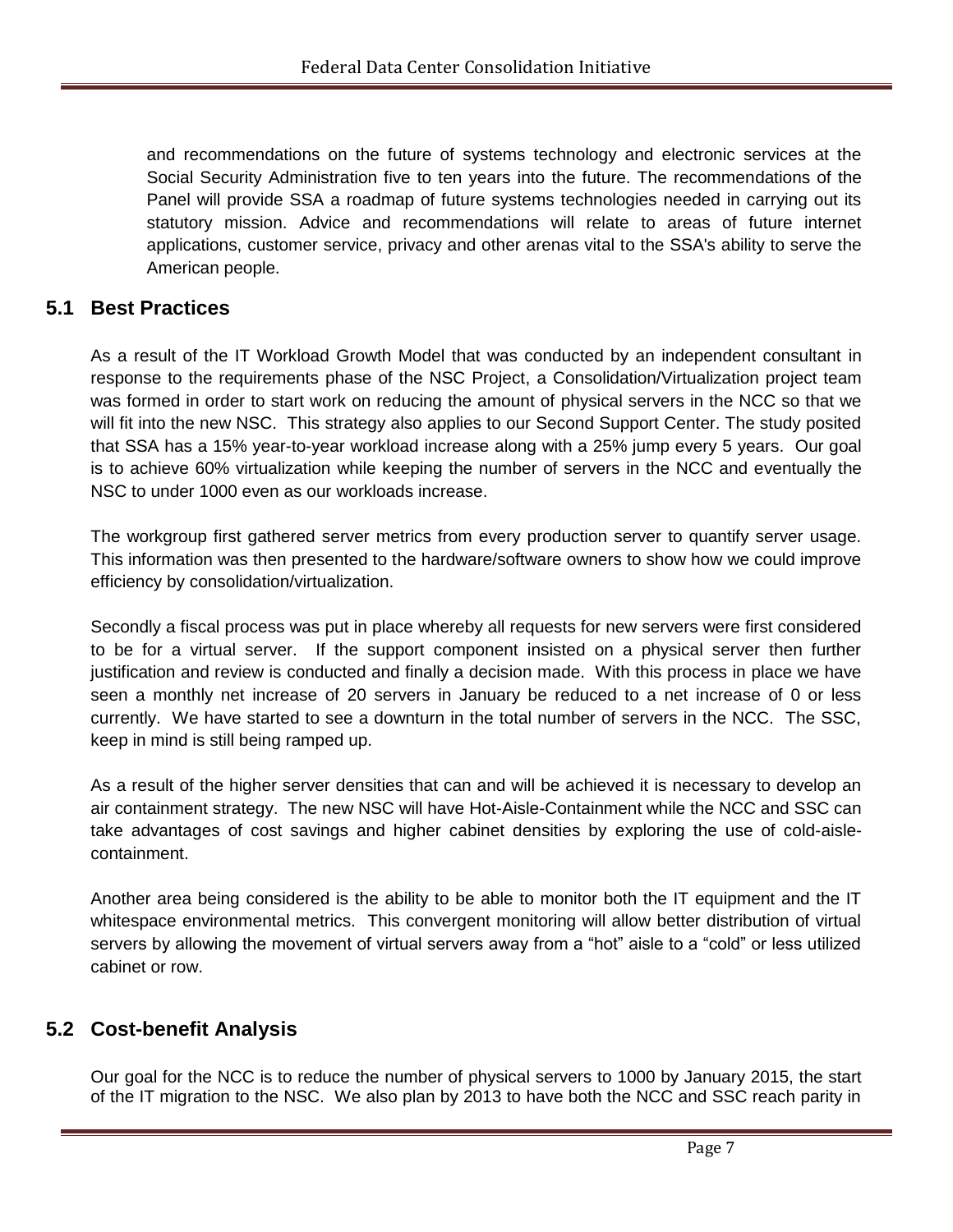and recommendations on the future of systems technology and electronic services at the Social Security Administration five to ten years into the future. The recommendations of the Panel will provide SSA a roadmap of future systems technologies needed in carrying out its statutory mission. Advice and recommendations will relate to areas of future internet applications, customer service, privacy and other arenas vital to the SSA's ability to serve the American people.

## 5.1 Best Practices

As a result of the IT Workload Growth Model that was conducted by an independent consultant in response to the requirements phase of the NSC Project, a Consolidation/Virtualization project team was formed in order to start work on reducing the amount of physical servers in the NCC so that we will fit into the new NSC. This strategy also applies to our Second Support Center. The study posited that SSA has a 15% year-to-year workload increase along with a 25% jump every 5 years. Our goal is to achieve 60% virtualization while keeping the number of servers in the NCC and eventually the NSC to under 1000 even as our workloads increase.

The workgroup first gathered server metrics from every production server to quantify server usage. This information was then presented to the hardware/software owners to show how we could improve efficiency by consolidation/virtualization.

Secondly a fiscal process was put in place whereby all requests for new servers were first considered to be for a virtual server. If the support component insisted on a physical server then further justification and review is conducted and finally a decision made. With this process in place we have seen a monthly net increase of 20 servers in January be reduced to a net increase of 0 or less currently. We have started to see a downturn in the total number of servers in the NCC. The SSC, keep in mind is still being ramped up.

As a result of the higher server densities that can and will be achieved it is necessary to develop an air containment strategy. The new NSC will have Hot-Aisle-Containment while the NCC and SSC can take advantages of cost savings and higher cabinet densities by exploring the use of cold-aisle-containment.

Another area being considered is the ability to be able to monitor both the IT equipment and the IT whitespace environmental metrics. This convergent monitoring will allow better distribution of virtual servers by allowing the movement of virtual servers away from a "hot" aisle to a "cold" or less utilized cabinet or row.

## 5.2 Cost-benefit Analysis

Our goal for the NCC is to reduce the number of physical servers to 1000 by January 2015, the start of the IT migration to the NSC. We also plan by 2013 to have both the NCC and SSC reach parity in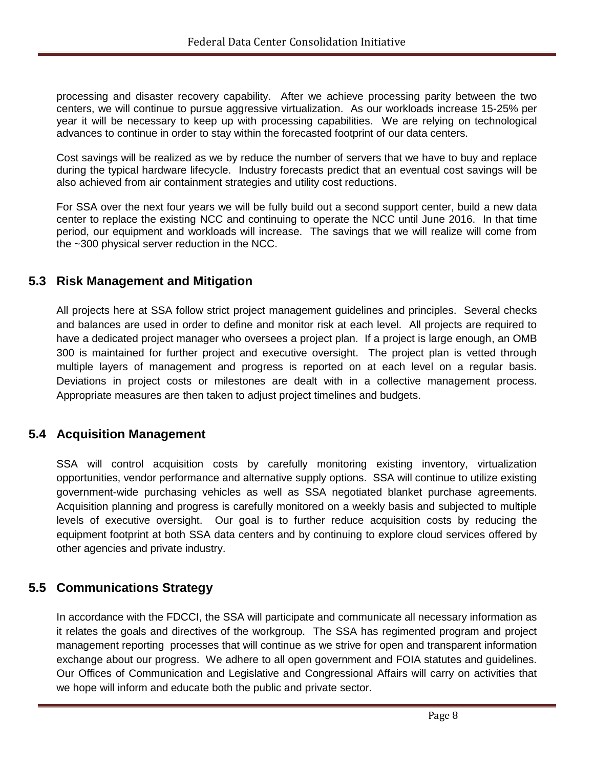processing and disaster recovery capability. After we achieve processing parity between the two centers, we will continue to pursue aggressive virtualization. As our workloads increase 15-25% per year it will be necessary to keep up with processing capabilities. We are relying on technological advances to continue in order to stay within the forecasted footprint of our data centers.

Cost savings will be realized as we by reduce the number of servers that we have to buy and replace during the typical hardware lifecycle. Industry forecasts predict that an eventual cost savings will be also achieved from air containment strategies and utility cost reductions.

For SSA over the next four years we will be fully build out a second support center, build a new data center to replace the existing NCC and continuing to operate the NCC until June 2016. In that time period, our equipment and workloads will increase. The savings that we will realize will come from the ~300 physical server reduction in the NCC.

## 5.3 Risk Management and Mitigation

All projects here at SSA follow strict project management guidelines and principles. Several checks and balances are used in order to define and monitor risk at each level. All projects are required to have a dedicated project manager who oversees a project plan. If a project is large enough, an OMB 300 is maintained for further project and executive oversight. The project plan is vetted through multiple layers of management and progress is reported on at each level on a regular basis. Deviations in project costs or milestones are dealt with in a collective management process. Appropriate measures are then taken to adjust project timelines and budgets.

## 5.4 Acquisition Management

SSA will control acquisition costs by carefully monitoring existing inventory, virtualization opportunities, vendor performance and alternative supply options. SSA will continue to utilize existing government-wide purchasing vehicles as well as SSA negotiated blanket purchase agreements. Acquisition planning and progress is carefully monitored on a weekly basis and subjected to multiple levels of executive oversight. Our goal is to further reduce acquisition costs by reducing the equipment footprint at both SSA data centers and by continuing to explore cloud services offered by other agencies and private industry.

## 5.5 Communications Strategy

In accordance with the FDCCI, the SSA will participate and communicate all necessary information as it relates the goals and directives of the workgroup. The SSA has regimented program and project management reporting processes that will continue as we strive for open and transparent information exchange about our progress. We adhere to all open government and FOIA statutes and guidelines. Our Offices of Communication and Legislative and Congressional Affairs will carry on activities that we hope will inform and educate both the public and private sector.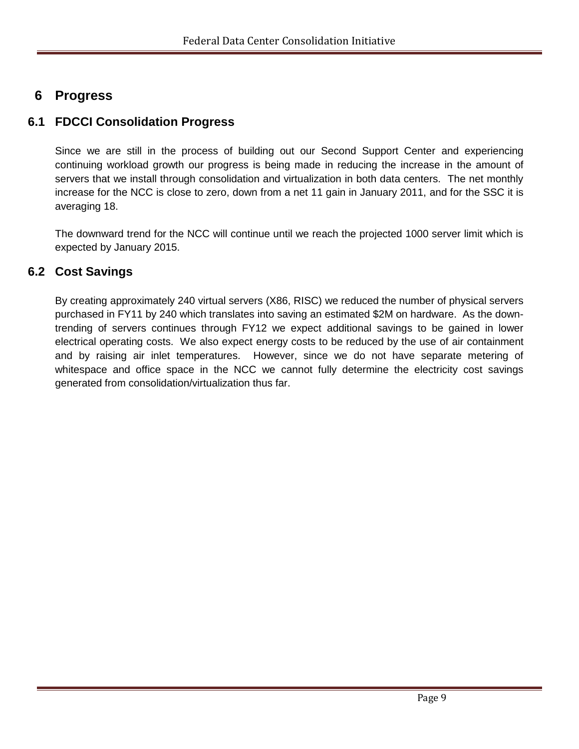# 6 Progress

## 6.1 FDCCI Consolidation Progress

Since we are still in the process of building out our Second Support Center and experiencing continuing workload growth our progress is being made in reducing the increase in the amount of servers that we install through consolidation and virtualization in both data centers. The net monthly increase for the NCC is close to zero, down from a net 11 gain in January 2011, and for the SSC it is averaging 18.

The downward trend for the NCC will continue until we reach the projected 1000 server limit which is expected by January 2015.

## 6.2 Cost Savings

By creating approximately 240 virtual servers (X86, RISC) we reduced the number of physical servers purchased in FY11 by 240 which translates into saving an estimated $2M on hardware. As the down-trending of servers continues through FY12 we expect additional savings to be gained in lower electrical operating costs. We also expect energy costs to be reduced by the use of air containment and by raising air inlet temperatures. However, since we do not have separate metering of whitespace and office space in the NCC we cannot fully determine the electricity cost savings generated from consolidation/virtualization thus far.